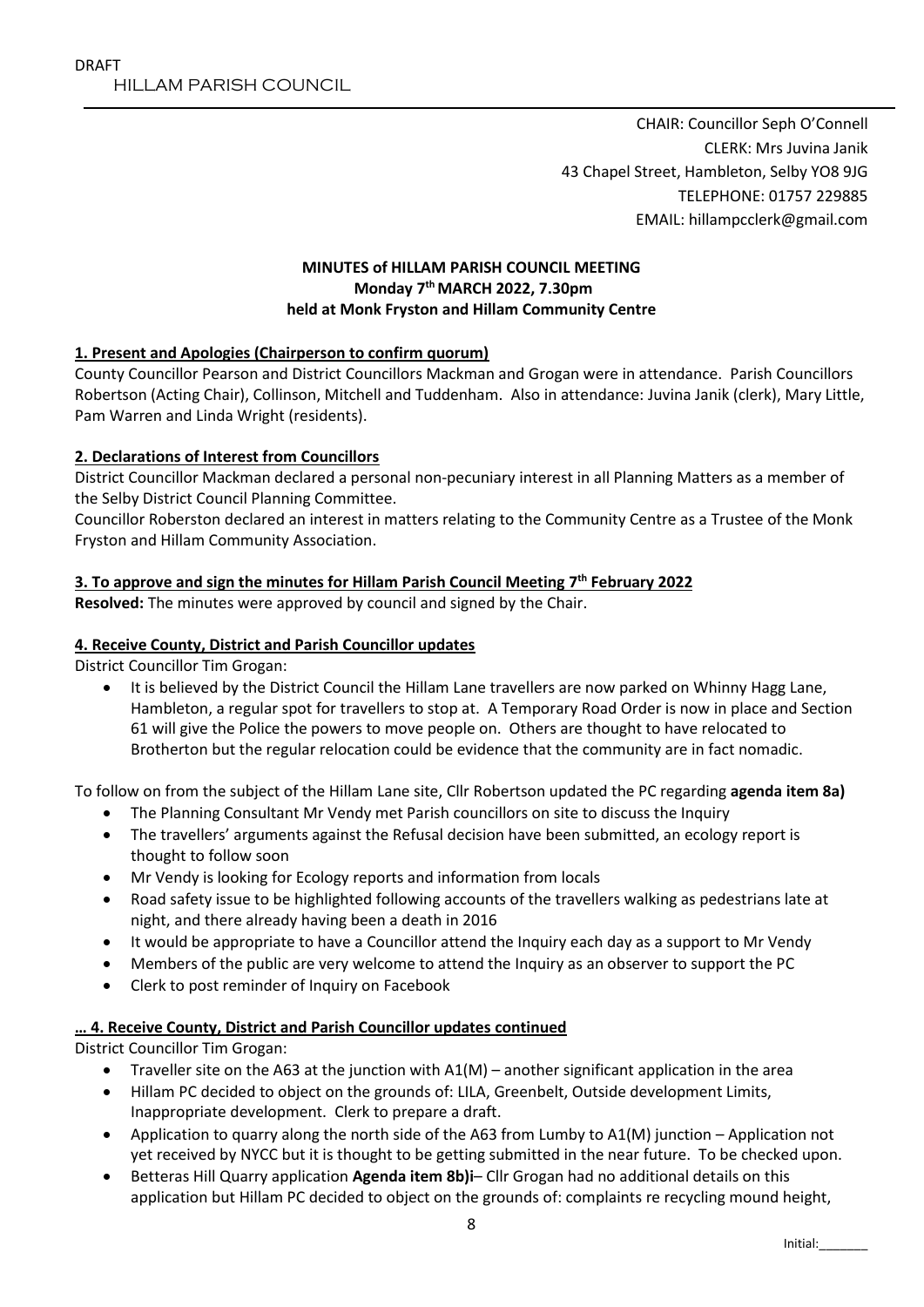DRAFT

HILLAM PARISH COUNCIL

CHAIR: Councillor Seph O'Connell
CLERK: Mrs Juvina Janik
43 Chapel Street, Hambleton, Selby YO8 9JG
TELEPHONE: 01757 229885
EMAIL: hillampcclerk@gmail.com

**MINUTES of HILLAM PARISH COUNCIL MEETING**
**Monday 7th MARCH 2022, 7.30pm**
**held at Monk Fryston and Hillam Community Centre**

**1. Present and Apologies (Chairperson to confirm quorum)**

County Councillor Pearson and District Councillors Mackman and Grogan were in attendance. Parish Councillors Robertson (Acting Chair), Collinson, Mitchell and Tuddenham. Also in attendance: Juvina Janik (clerk), Mary Little, Pam Warren and Linda Wright (residents).

**2. Declarations of Interest from Councillors**

District Councillor Mackman declared a personal non-pecuniary interest in all Planning Matters as a member of the Selby District Council Planning Committee.

Councillor Roberston declared an interest in matters relating to the Community Centre as a Trustee of the Monk Fryston and Hillam Community Association.

**3. To approve and sign the minutes for Hillam Parish Council Meeting 7th February 2022**

**Resolved:** The minutes were approved by council and signed by the Chair.

**4. Receive County, District and Parish Councillor updates**

District Councillor Tim Grogan:

- It is believed by the District Council the Hillam Lane travellers are now parked on Whinny Hagg Lane, Hambleton, a regular spot for travellers to stop at. A Temporary Road Order is now in place and Section 61 will give the Police the powers to move people on. Others are thought to have relocated to Brotherton but the regular relocation could be evidence that the community are in fact nomadic.

To follow on from the subject of the Hillam Lane site, Cllr Robertson updated the PC regarding **agenda item 8a)**

- The Planning Consultant Mr Vendy met Parish councillors on site to discuss the Inquiry
- The travellers' arguments against the Refusal decision have been submitted, an ecology report is thought to follow soon
- Mr Vendy is looking for Ecology reports and information from locals
- Road safety issue to be highlighted following accounts of the travellers walking as pedestrians late at night, and there already having been a death in 2016
- It would be appropriate to have a Councillor attend the Inquiry each day as a support to Mr Vendy
- Members of the public are very welcome to attend the Inquiry as an observer to support the PC
- Clerk to post reminder of Inquiry on Facebook

**… 4. Receive County, District and Parish Councillor updates continued**

District Councillor Tim Grogan:

- Traveller site on the A63 at the junction with A1(M) – another significant application in the area
- Hillam PC decided to object on the grounds of: LILA, Greenbelt, Outside development Limits, Inappropriate development. Clerk to prepare a draft.
- Application to quarry along the north side of the A63 from Lumby to A1(M) junction – Application not yet received by NYCC but it is thought to be getting submitted in the near future. To be checked upon.
- Betteras Hill Quarry application **Agenda item 8b)i**– Cllr Grogan had no additional details on this application but Hillam PC decided to object on the grounds of: complaints re recycling mound height,

Initial:_______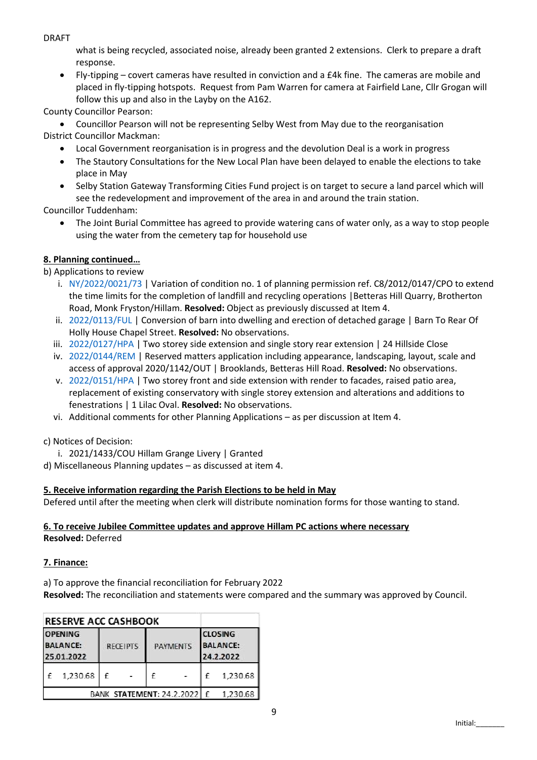DRAFT

what is being recycled, associated noise, already been granted 2 extensions. Clerk to prepare a draft response.

- Fly-tipping – covert cameras have resulted in conviction and a £4k fine. The cameras are mobile and placed in fly-tipping hotspots. Request from Pam Warren for camera at Fairfield Lane, Cllr Grogan will follow this up and also in the Layby on the A162.

County Councillor Pearson:

- Councillor Pearson will not be representing Selby West from May due to the reorganisation

District Councillor Mackman:

- Local Government reorganisation is in progress and the devolution Deal is a work in progress
- The Stautory Consultations for the New Local Plan have been delayed to enable the elections to take place in May
- Selby Station Gateway Transforming Cities Fund project is on target to secure a land parcel which will see the redevelopment and improvement of the area in and around the train station.

Councillor Tuddenham:

- The Joint Burial Committee has agreed to provide watering cans of water only, as a way to stop people using the water from the cemetery tap for household use

**8. Planning continued…**

b) Applications to review

i. NY/2022/0021/73 | Variation of condition no. 1 of planning permission ref. C8/2012/0147/CPO to extend the time limits for the completion of landfill and recycling operations |Betteras Hill Quarry, Brotherton Road, Monk Fryston/Hillam. **Resolved:** Object as previously discussed at Item 4.
ii. 2022/0113/FUL | Conversion of barn into dwelling and erection of detached garage | Barn To Rear Of Holly House Chapel Street. **Resolved:** No observations.
iii. 2022/0127/HPA | Two storey side extension and single story rear extension | 24 Hillside Close
iv. 2022/0144/REM | Reserved matters application including appearance, landscaping, layout, scale and access of approval 2020/1142/OUT | Brooklands, Betteras Hill Road. **Resolved:** No observations.
v. 2022/0151/HPA | Two storey front and side extension with render to facades, raised patio area, replacement of existing conservatory with single storey extension and alterations and additions to fenestrations | 1 Lilac Oval. **Resolved:** No observations.
vi. Additional comments for other Planning Applications – as per discussion at Item 4.

c) Notices of Decision:

i. 2021/1433/COU Hillam Grange Livery | Granted

d) Miscellaneous Planning updates – as discussed at item 4.

**5. Receive information regarding the Parish Elections to be held in May**

Defered until after the meeting when clerk will distribute nomination forms for those wanting to stand.

**6. To receive Jubilee Committee updates and approve Hillam PC actions where necessary**

**Resolved:** Deferred

**7. Finance:**

a) To approve the financial reconciliation for February 2022

**Resolved:** The reconciliation and statements were compared and the summary was approved by Council.

| RESERVE ACC CASHBOOK | | | |
|---|---|---|---|
| OPENING BALANCE: 25.01.2022 | RECEIPTS | PAYMENTS | CLOSING BALANCE: 24.2.2022 |
| £ 1,230.68 | £ - | £ - | £ 1,230.68 |
| | | BANK STATEMENT: 24.2.2022 | £ 1,230.68 |

Initial:_______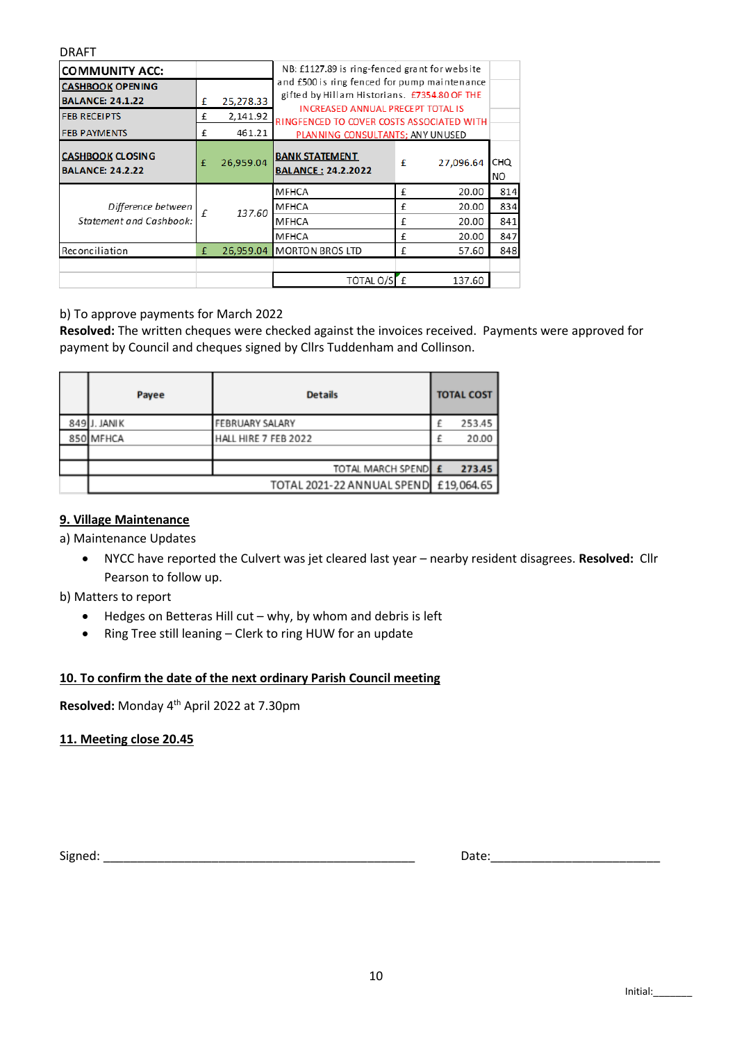DRAFT

| COMMUNITY ACC: | | | NB: £1127.89 is ring-fenced grant for website and £500 is ring fenced for pump maintenance gifted by Hillam Historians. £7354.80 OF THE INCREASED ANNUAL PRECEPT TOTAL IS RINGFENCED TO COVER COSTS ASSOCIATED WITH PLANNING CONSULTANTS; ANY UNUSED | | | |
|---|---|---|---|---|---|---|
| **CASHBOOK OPENING BALANCE: 24.1.22** | £ | 25,278.33 | | | | |
| FEB RECEIPTS | £ | 2,141.92 | | | | |
| FEB PAYMENTS | £ | 461.21 | | | | |
| **CASHBOOK CLOSING BALANCE: 24.2.22** | £ | 26,959.04 | **BANK STATEMENT BALANCE : 24.2.2022** | £ | 27,096.64 | CHQ NO |
| *Difference between Statement and Cashbook:* | *£* | *137.60* | MFHCA | £ | 20.00 | 814 |
| | | | MFHCA | £ | 20.00 | 834 |
| | | | MFHCA | £ | 20.00 | 841 |
| | | | MFHCA | £ | 20.00 | 847 |
| Reconciliation | £ | 26,959.04 | MORTON BROS LTD | £ | 57.60 | 848 |
| | | | TOTAL O/S | £ | 137.60 | |

b) To approve payments for March 2022

**Resolved:** The written cheques were checked against the invoices received. Payments were approved for payment by Council and cheques signed by Cllrs Tuddenham and Collinson.

| | Payee | Details | TOTAL COST |
|---|---|---|---|
| 849 | J. JANIK | FEBRUARY SALARY | £ 253.45 |
| 850 | MFHCA | HALL HIRE 7 FEB 2022 | £ 20.00 |
| | | | |
| | | TOTAL MARCH SPEND | **£ 273.45** |
| | TOTAL 2021-22 ANNUAL SPEND | | £19,064.65 |

## 9. Village Maintenance

a) Maintenance Updates

- NYCC have reported the Culvert was jet cleared last year – nearby resident disagrees. **Resolved:** Cllr Pearson to follow up.

b) Matters to report

- Hedges on Betteras Hill cut – why, by whom and debris is left
- Ring Tree still leaning – Clerk to ring HUW for an update

## 10. To confirm the date of the next ordinary Parish Council meeting

**Resolved:** Monday 4th April 2022 at 7.30pm

## 11. Meeting close 20.45

Signed: ______________________________________________ Date:________________________

Initial:_______